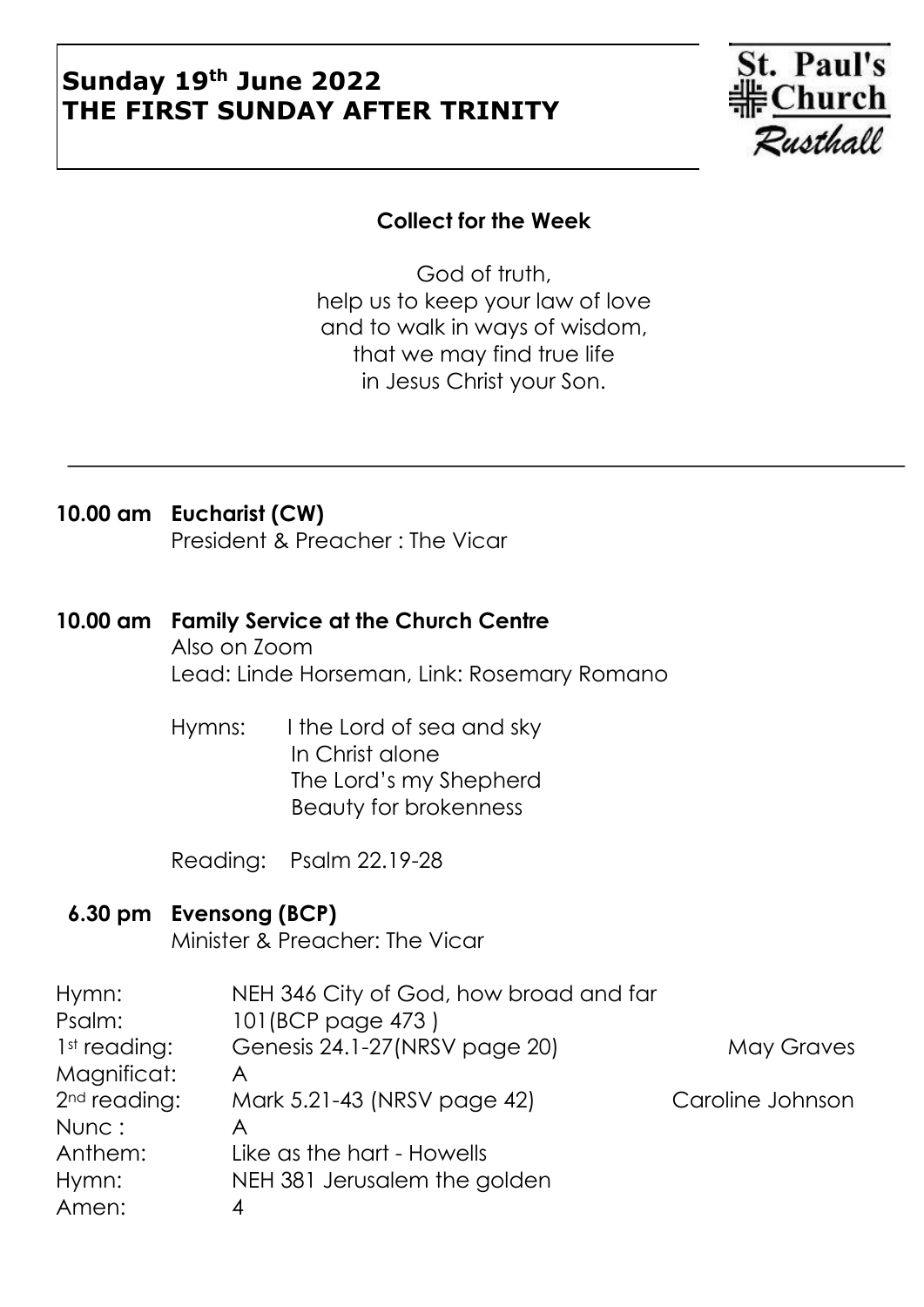# Sunday 19th June 2022
# THE FIRST SUNDAY AFTER TRINITY

St. Paul's Church Rusthall

**Collect for the Week**

God of truth,
help us to keep your law of love
and to walk in ways of wisdom,
that we may find true life
in Jesus Christ your Son.

---

**10.00 am Eucharist (CW)**
President & Preacher : The Vicar

**10.00 am Family Service at the Church Centre**
Also on Zoom
Lead: Linde Horseman, Link: Rosemary Romano

Hymns: I the Lord of sea and sky
In Christ alone
The Lord's my Shepherd
Beauty for brokenness

Reading: Psalm 22.19-28

**6.30 pm Evensong (BCP)**
Minister & Preacher: The Vicar

| | | |
|---|---|---|
| Hymn: | NEH 346 City of God, how broad and far | |
| Psalm: | 101(BCP page 473 ) | |
| 1st reading: | Genesis 24.1-27(NRSV page 20) | May Graves |
| Magnificat: | A | |
| 2nd reading: | Mark 5.21-43 (NRSV page 42) | Caroline Johnson |
| Nunc : | A | |
| Anthem: | Like as the hart - Howells | |
| Hymn: | NEH 381 Jerusalem the golden | |
| Amen: | 4 | |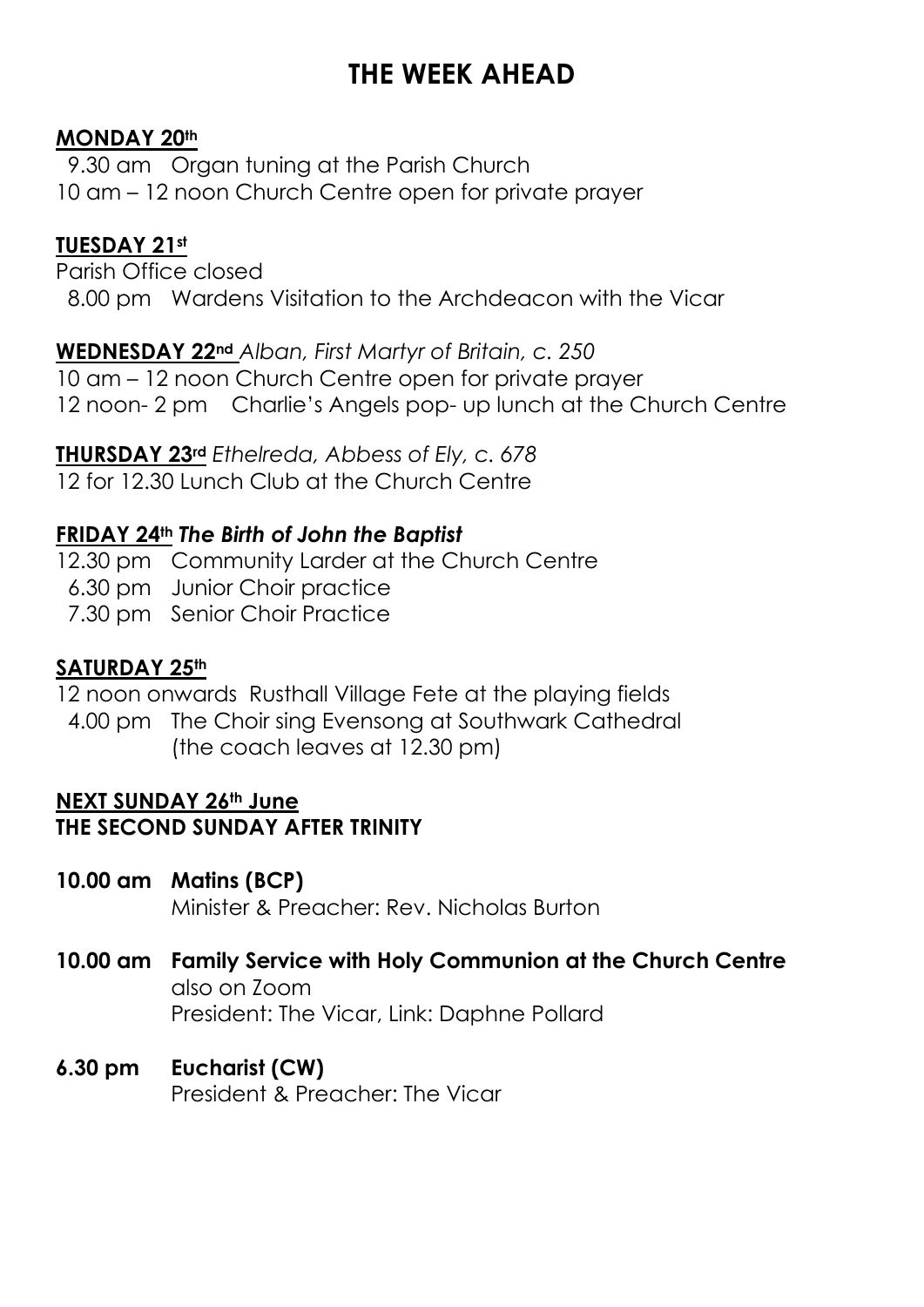# THE WEEK AHEAD

**MONDAY 20th**

9.30 am Organ tuning at the Parish Church
10 am – 12 noon Church Centre open for private prayer

**TUESDAY 21st**

Parish Office closed
8.00 pm Wardens Visitation to the Archdeacon with the Vicar

**WEDNESDAY 22nd** *Alban, First Martyr of Britain, c. 250*

10 am – 12 noon Church Centre open for private prayer
12 noon- 2 pm Charlie's Angels pop- up lunch at the Church Centre

**THURSDAY 23rd** *Ethelreda, Abbess of Ely, c. 678*

12 for 12.30 Lunch Club at the Church Centre

**FRIDAY 24th** ***The Birth of John the Baptist***

12.30 pm Community Larder at the Church Centre
6.30 pm Junior Choir practice
7.30 pm Senior Choir Practice

**SATURDAY 25th**

12 noon onwards Rusthall Village Fete at the playing fields
4.00 pm The Choir sing Evensong at Southwark Cathedral
(the coach leaves at 12.30 pm)

**NEXT SUNDAY 26th June**
**THE SECOND SUNDAY AFTER TRINITY**

**10.00 am Matins (BCP)**
Minister & Preacher: Rev. Nicholas Burton

**10.00 am Family Service with Holy Communion at the Church Centre**
also on Zoom
President: The Vicar, Link: Daphne Pollard

**6.30 pm Eucharist (CW)**
President & Preacher: The Vicar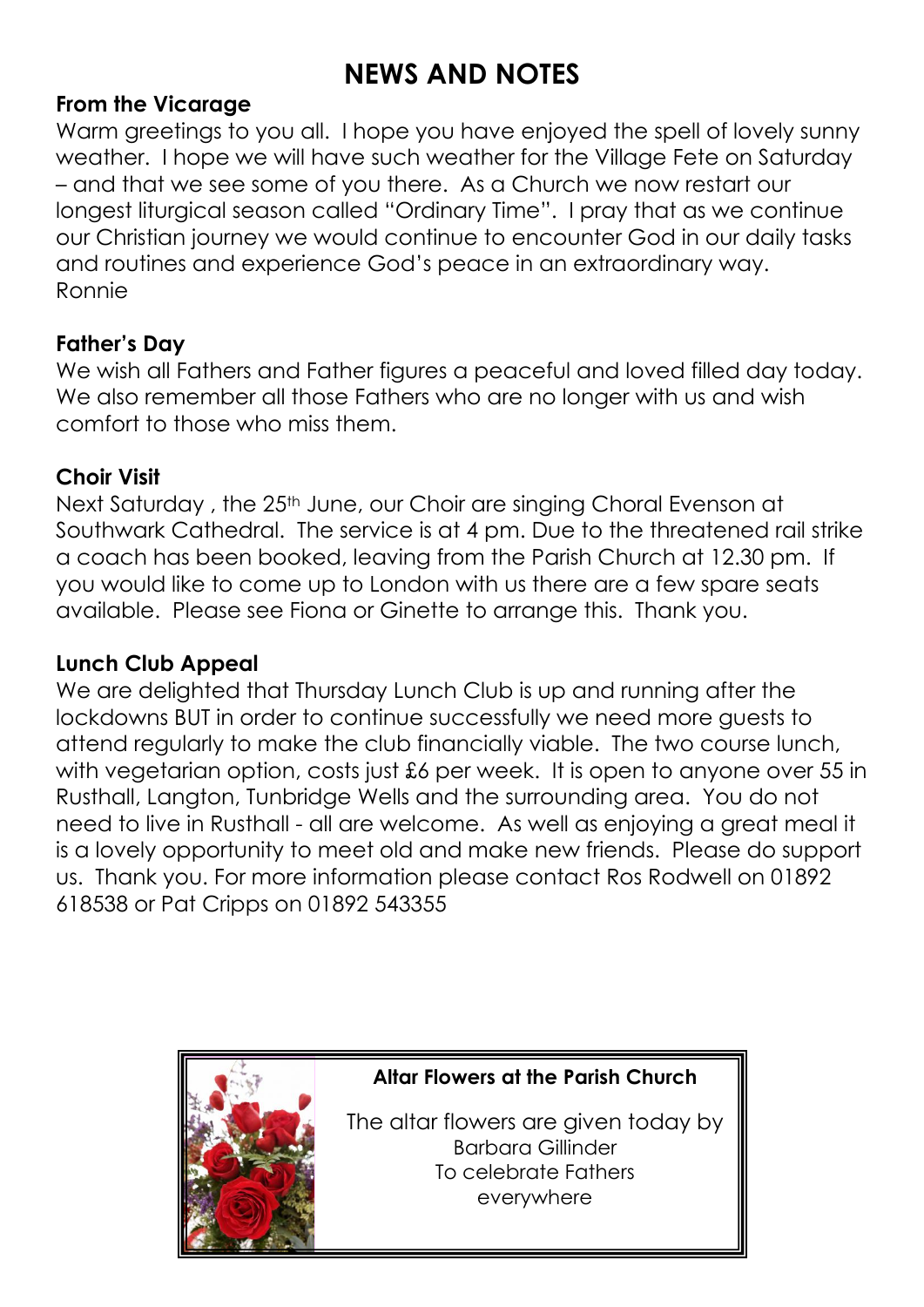# NEWS AND NOTES

**From the Vicarage**

Warm greetings to you all. I hope you have enjoyed the spell of lovely sunny weather. I hope we will have such weather for the Village Fete on Saturday – and that we see some of you there. As a Church we now restart our longest liturgical season called "Ordinary Time". I pray that as we continue our Christian journey we would continue to encounter God in our daily tasks and routines and experience God's peace in an extraordinary way.
Ronnie

**Father's Day**

We wish all Fathers and Father figures a peaceful and loved filled day today. We also remember all those Fathers who are no longer with us and wish comfort to those who miss them.

**Choir Visit**

Next Saturday , the 25th June, our Choir are singing Choral Evenson at Southwark Cathedral. The service is at 4 pm. Due to the threatened rail strike a coach has been booked, leaving from the Parish Church at 12.30 pm. If you would like to come up to London with us there are a few spare seats available. Please see Fiona or Ginette to arrange this. Thank you.

**Lunch Club Appeal**

We are delighted that Thursday Lunch Club is up and running after the lockdowns BUT in order to continue successfully we need more guests to attend regularly to make the club financially viable. The two course lunch, with vegetarian option, costs just £6 per week. It is open to anyone over 55 in Rusthall, Langton, Tunbridge Wells and the surrounding area. You do not need to live in Rusthall - all are welcome. As well as enjoying a great meal it is a lovely opportunity to meet old and make new friends. Please do support us. Thank you. For more information please contact Ros Rodwell on 01892 618538 or Pat Cripps on 01892 543355

**Altar Flowers at the Parish Church**

The altar flowers are given today by
Barbara Gillinder
To celebrate Fathers
everywhere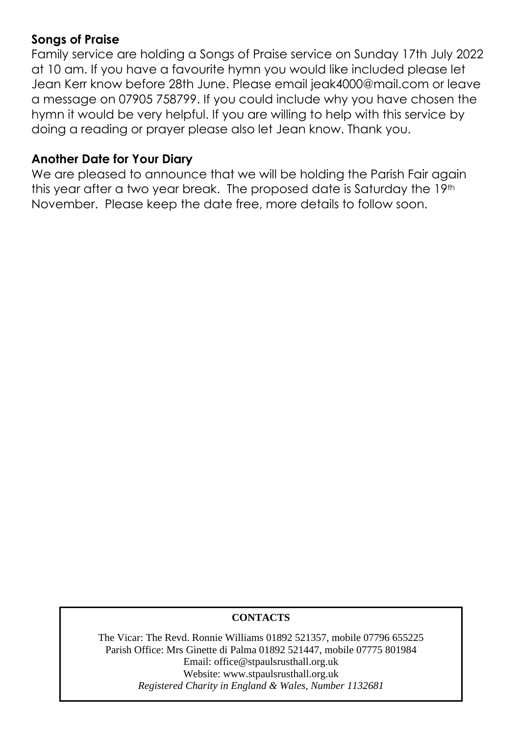**Songs of Praise**

Family service are holding a Songs of Praise service on Sunday 17th July 2022 at 10 am. If you have a favourite hymn you would like included please let Jean Kerr know before 28th June. Please email jeak4000@mail.com or leave a message on 07905 758799. If you could include why you have chosen the hymn it would be very helpful. If you are willing to help with this service by doing a reading or prayer please also let Jean know. Thank you.

**Another Date for Your Diary**

We are pleased to announce that we will be holding the Parish Fair again this year after a two year break. The proposed date is Saturday the 19th November. Please keep the date free, more details to follow soon.

**CONTACTS**

The Vicar: The Revd. Ronnie Williams 01892 521357, mobile 07796 655225
Parish Office: Mrs Ginette di Palma 01892 521447, mobile 07775 801984
Email: office@stpaulsrusthall.org.uk
Website: www.stpaulsrusthall.org.uk
*Registered Charity in England & Wales, Number 1132681*